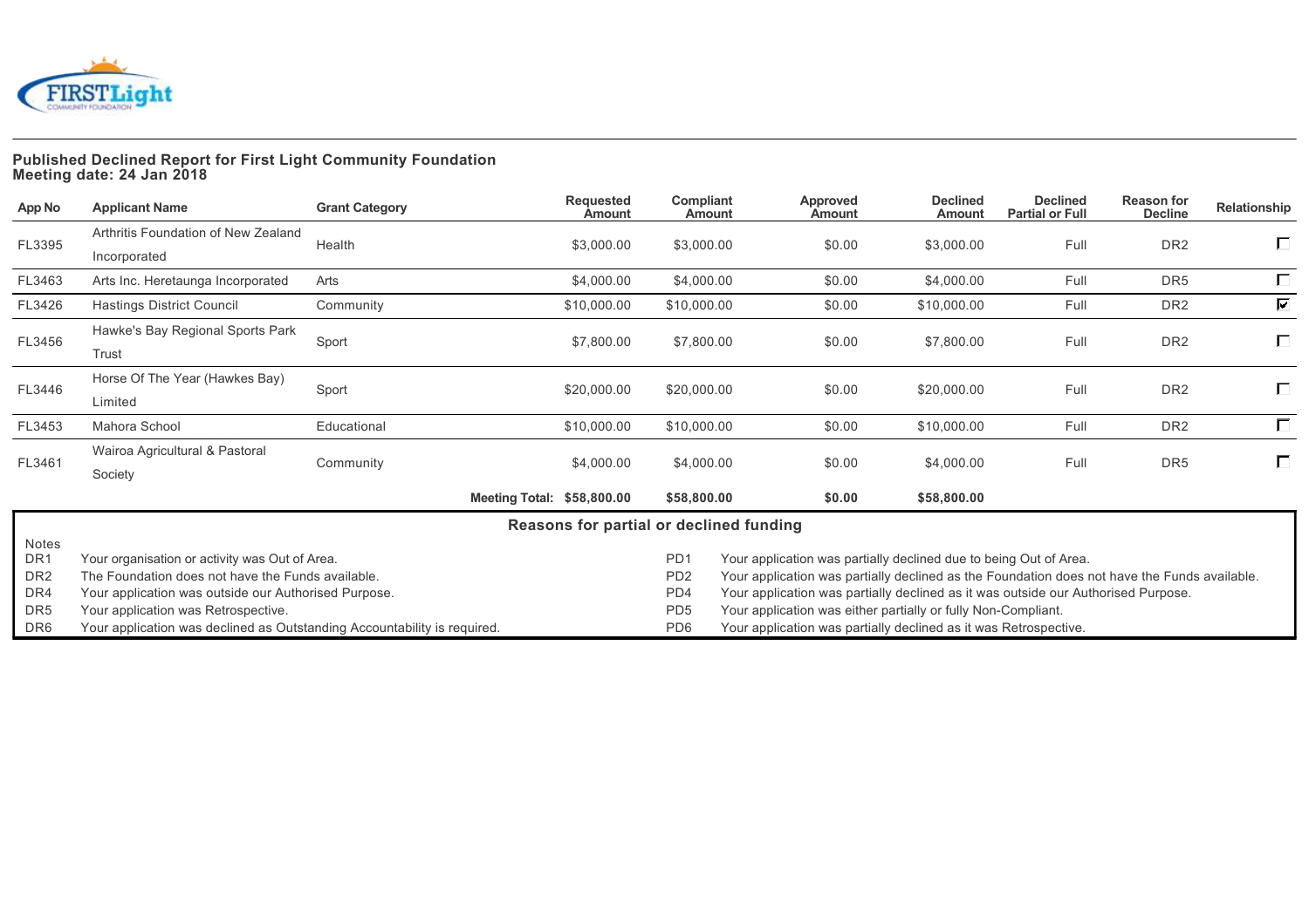**Published Declined Report for First Light Community Foundation**
**Meeting date: 24 Jan 2018**

| App No | Applicant Name | Grant Category | Requested Amount | Compliant Amount | Approved Amount | Declined Amount | Declined Partial or Full | Reason for Decline | Relationship |
|---|---|---|---|---|---|---|---|---|---|
| FL3395 | Arthritis Foundation of New Zealand Incorporated | Health | $3,000.00 | $3,000.00 | $0.00 | $3,000.00 | Full | DR2 | ☐ |
| FL3463 | Arts Inc. Heretaunga Incorporated | Arts | $4,000.00 | $4,000.00 | $0.00 | $4,000.00 | Full | DR5 | ☐ |
| FL3426 | Hastings District Council | Community | $10,000.00 | $10,000.00 | $0.00 | $10,000.00 | Full | DR2 | ☑ |
| FL3456 | Hawke's Bay Regional Sports Park Trust | Sport | $7,800.00 | $7,800.00 | $0.00 | $7,800.00 | Full | DR2 | ☐ |
| FL3446 | Horse Of The Year (Hawkes Bay) Limited | Sport | $20,000.00 | $20,000.00 | $0.00 | $20,000.00 | Full | DR2 | ☐ |
| FL3453 | Mahora School | Educational | $10,000.00 | $10,000.00 | $0.00 | $10,000.00 | Full | DR2 | ☐ |
| FL3461 | Wairoa Agricultural & Pastoral Society | Community | $4,000.00 | $4,000.00 | $0.00 | $4,000.00 | Full | DR5 | ☐ |
| | | **Meeting Total:** | **$58,800.00** | **$58,800.00** | **$0.00** | **$58,800.00** | | | |

**Reasons for partial or declined funding**

Notes

| Code | Reason | Code | Reason |
|---|---|---|---|
| DR1 | Your organisation or activity was Out of Area. | PD1 | Your application was partially declined due to being Out of Area. |
| DR2 | The Foundation does not have the Funds available. | PD2 | Your application was partially declined as the Foundation does not have the Funds available. |
| DR4 | Your application was outside our Authorised Purpose. | PD4 | Your application was partially declined as it was outside our Authorised Purpose. |
| DR5 | Your application was Retrospective. | PD5 | Your application was either partially or fully Non-Compliant. |
| DR6 | Your application was declined as Outstanding Accountability is required. | PD6 | Your application was partially declined as it was Retrospective. |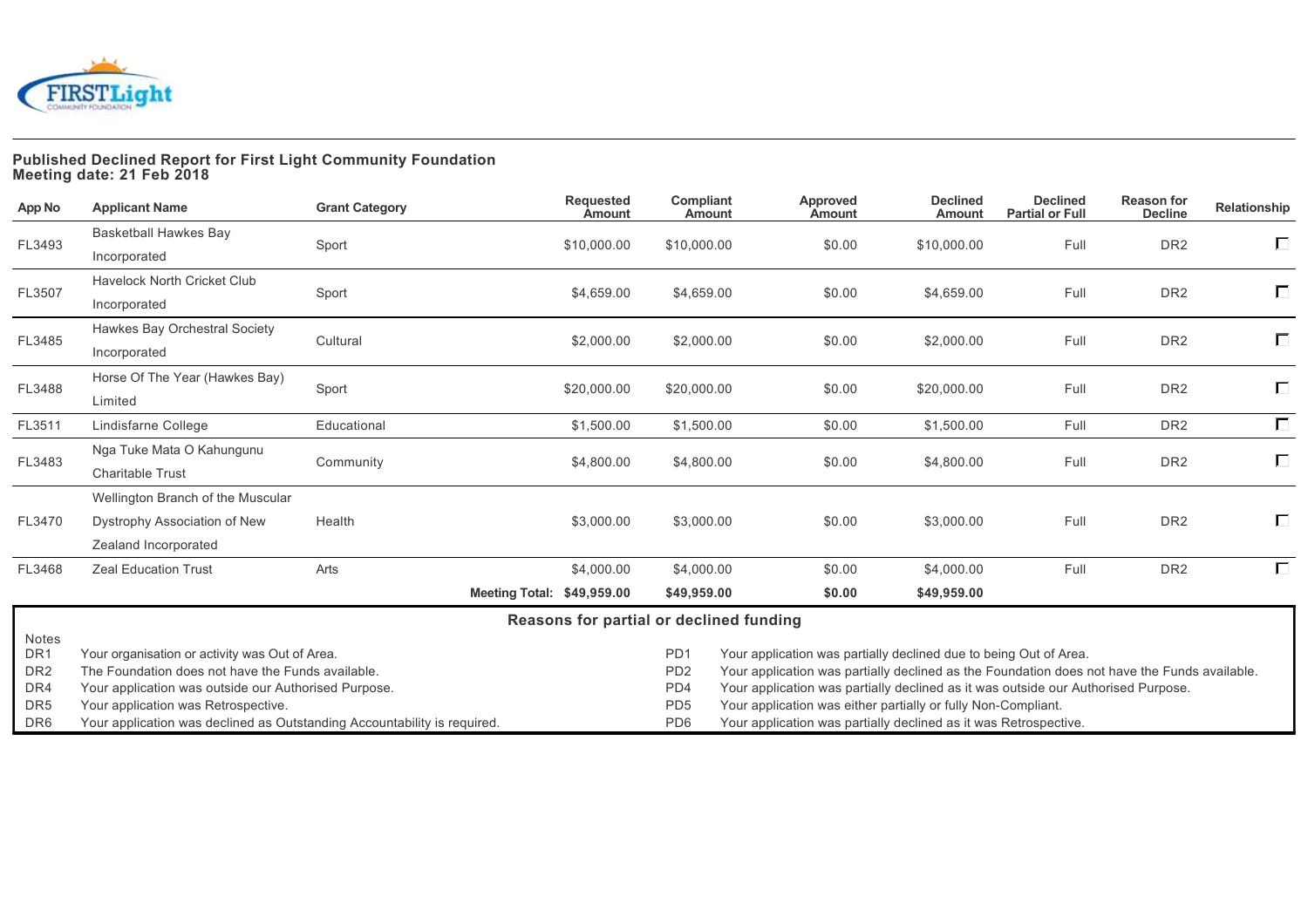**Published Declined Report for First Light Community Foundation**
**Meeting date: 21 Feb 2018**

| App No | Applicant Name | Grant Category | Requested Amount | Compliant Amount | Approved Amount | Declined Amount | Declined Partial or Full | Reason for Decline | Relationship |
|---|---|---|---|---|---|---|---|---|---|
| FL3493 | Basketball Hawkes Bay Incorporated | Sport | $10,000.00 | $10,000.00 | $0.00 | $10,000.00 | Full | DR2 | ☐ |
| FL3507 | Havelock North Cricket Club Incorporated | Sport | $4,659.00 | $4,659.00 | $0.00 | $4,659.00 | Full | DR2 | ☐ |
| FL3485 | Hawkes Bay Orchestral Society Incorporated | Cultural | $2,000.00 | $2,000.00 | $0.00 | $2,000.00 | Full | DR2 | ☐ |
| FL3488 | Horse Of The Year (Hawkes Bay) Limited | Sport | $20,000.00 | $20,000.00 | $0.00 | $20,000.00 | Full | DR2 | ☐ |
| FL3511 | Lindisfarne College | Educational | $1,500.00 | $1,500.00 | $0.00 | $1,500.00 | Full | DR2 | ☐ |
| FL3483 | Nga Tuke Mata O Kahungunu Charitable Trust | Community | $4,800.00 | $4,800.00 | $0.00 | $4,800.00 | Full | DR2 | ☐ |
| FL3470 | Wellington Branch of the Muscular Dystrophy Association of New Zealand Incorporated | Health | $3,000.00 | $3,000.00 | $0.00 | $3,000.00 | Full | DR2 | ☐ |
| FL3468 | Zeal Education Trust | Arts | $4,000.00 | $4,000.00 | $0.00 | $4,000.00 | Full | DR2 | ☐ |
| | | **Meeting Total:** | **$49,959.00** | **$49,959.00** | **$0.00** | **$49,959.00** | | | |

**Reasons for partial or declined funding**

Notes

| Code | Description | Code | Description |
|---|---|---|---|
| DR1 | Your organisation or activity was Out of Area. | PD1 | Your application was partially declined due to being Out of Area. |
| DR2 | The Foundation does not have the Funds available. | PD2 | Your application was partially declined as the Foundation does not have the Funds available. |
| DR4 | Your application was outside our Authorised Purpose. | PD4 | Your application was partially declined as it was outside our Authorised Purpose. |
| DR5 | Your application was Retrospective. | PD5 | Your application was either partially or fully Non-Compliant. |
| DR6 | Your application was declined as Outstanding Accountability is required. | PD6 | Your application was partially declined as it was Retrospective. |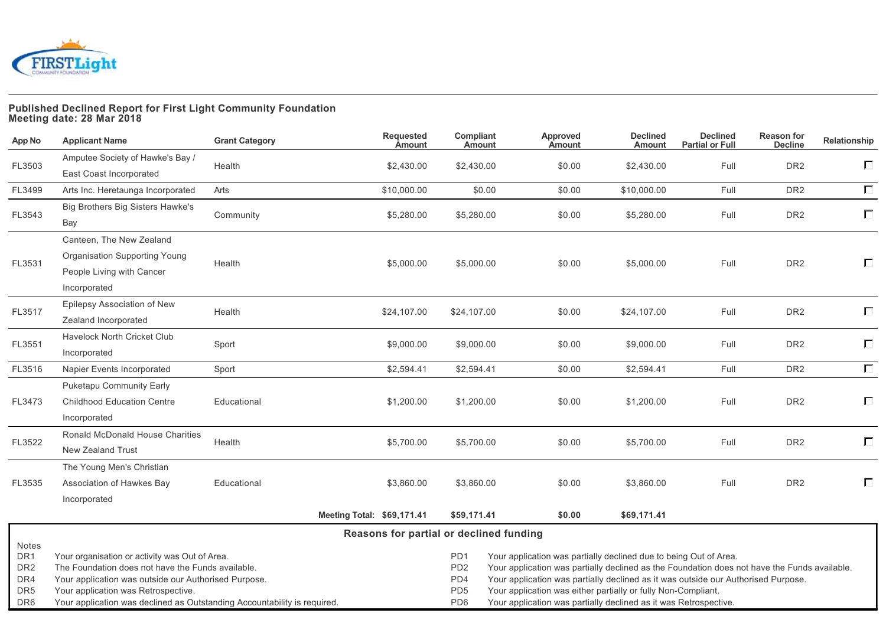**Published Declined Report for First Light Community Foundation**
**Meeting date: 28 Mar 2018**

| App No | Applicant Name | Grant Category | Requested Amount | Compliant Amount | Approved Amount | Declined Amount | Declined Partial or Full | Reason for Decline | Relationship |
|---|---|---|---|---|---|---|---|---|---|
| FL3503 | Amputee Society of Hawke's Bay / East Coast Incorporated | Health | $2,430.00 | $2,430.00 | $0.00 | $2,430.00 | Full | DR2 | ☐ |
| FL3499 | Arts Inc. Heretaunga Incorporated | Arts | $10,000.00 | $0.00 | $0.00 | $10,000.00 | Full | DR2 | ☐ |
| FL3543 | Big Brothers Big Sisters Hawke's Bay | Community | $5,280.00 | $5,280.00 | $0.00 | $5,280.00 | Full | DR2 | ☐ |
| FL3531 | Canteen, The New Zealand Organisation Supporting Young People Living with Cancer Incorporated | Health | $5,000.00 | $5,000.00 | $0.00 | $5,000.00 | Full | DR2 | ☐ |
| FL3517 | Epilepsy Association of New Zealand Incorporated | Health | $24,107.00 | $24,107.00 | $0.00 | $24,107.00 | Full | DR2 | ☐ |
| FL3551 | Havelock North Cricket Club Incorporated | Sport | $9,000.00 | $9,000.00 | $0.00 | $9,000.00 | Full | DR2 | ☐ |
| FL3516 | Napier Events Incorporated | Sport | $2,594.41 | $2,594.41 | $0.00 | $2,594.41 | Full | DR2 | ☐ |
| FL3473 | Puketapu Community Early Childhood Education Centre Incorporated | Educational | $1,200.00 | $1,200.00 | $0.00 | $1,200.00 | Full | DR2 | ☐ |
| FL3522 | Ronald McDonald House Charities New Zealand Trust | Health | $5,700.00 | $5,700.00 | $0.00 | $5,700.00 | Full | DR2 | ☐ |
| FL3535 | The Young Men's Christian Association of Hawkes Bay Incorporated | Educational | $3,860.00 | $3,860.00 | $0.00 | $3,860.00 | Full | DR2 | ☐ |
| | | **Meeting Total:** | **$69,171.41** | **$59,171.41** | **$0.00** | **$69,171.41** | | | |

**Reasons for partial or declined funding**

Notes

| Code | Reason | Code | Reason |
|---|---|---|---|
| DR1 | Your organisation or activity was Out of Area. | PD1 | Your application was partially declined due to being Out of Area. |
| DR2 | The Foundation does not have the Funds available. | PD2 | Your application was partially declined as the Foundation does not have the Funds available. |
| DR4 | Your application was outside our Authorised Purpose. | PD4 | Your application was partially declined as it was outside our Authorised Purpose. |
| DR5 | Your application was Retrospective. | PD5 | Your application was either partially or fully Non-Compliant. |
| DR6 | Your application was declined as Outstanding Accountability is required. | PD6 | Your application was partially declined as it was Retrospective. |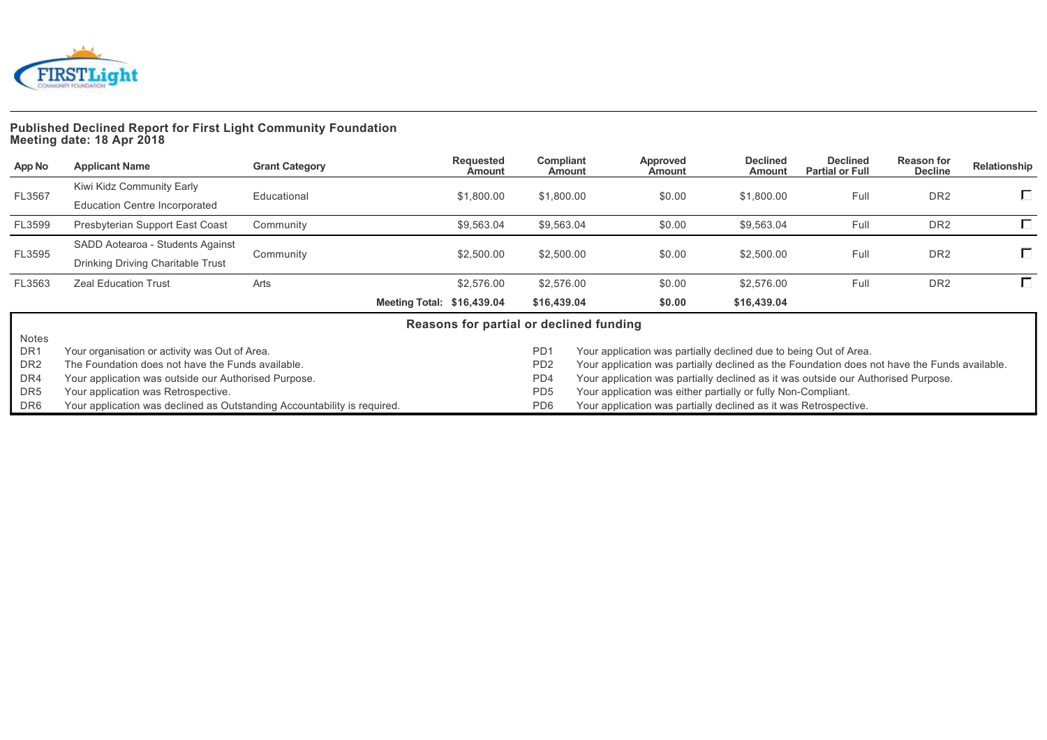**Published Declined Report for First Light Community Foundation**
**Meeting date: 18 Apr 2018**

| App No | Applicant Name | Grant Category | Requested Amount | Compliant Amount | Approved Amount | Declined Amount | Declined Partial or Full | Reason for Decline | Relationship |
|---|---|---|---|---|---|---|---|---|---|
| FL3567 | Kiwi Kidz Community Early Education Centre Incorporated | Educational | $1,800.00 | $1,800.00 | $0.00 | $1,800.00 | Full | DR2 | ☐ |
| FL3599 | Presbyterian Support East Coast | Community | $9,563.04 | $9,563.04 | $0.00 | $9,563.04 | Full | DR2 | ☐ |
| FL3595 | SADD Aotearoa - Students Against Drinking Driving Charitable Trust | Community | $2,500.00 | $2,500.00 | $0.00 | $2,500.00 | Full | DR2 | ☐ |
| FL3563 | Zeal Education Trust | Arts | $2,576.00 | $2,576.00 | $0.00 | $2,576.00 | Full | DR2 | ☐ |
| | | **Meeting Total:** | **$16,439.04** | **$16,439.04** | **$0.00** | **$16,439.04** | | | |

**Reasons for partial or declined funding**

Notes

| Code | Reason | Code | Reason |
|---|---|---|---|
| DR1 | Your organisation or activity was Out of Area. | PD1 | Your application was partially declined due to being Out of Area. |
| DR2 | The Foundation does not have the Funds available. | PD2 | Your application was partially declined as the Foundation does not have the Funds available. |
| DR4 | Your application was outside our Authorised Purpose. | PD4 | Your application was partially declined as it was outside our Authorised Purpose. |
| DR5 | Your application was Retrospective. | PD5 | Your application was either partially or fully Non-Compliant. |
| DR6 | Your application was declined as Outstanding Accountability is required. | PD6 | Your application was partially declined as it was Retrospective. |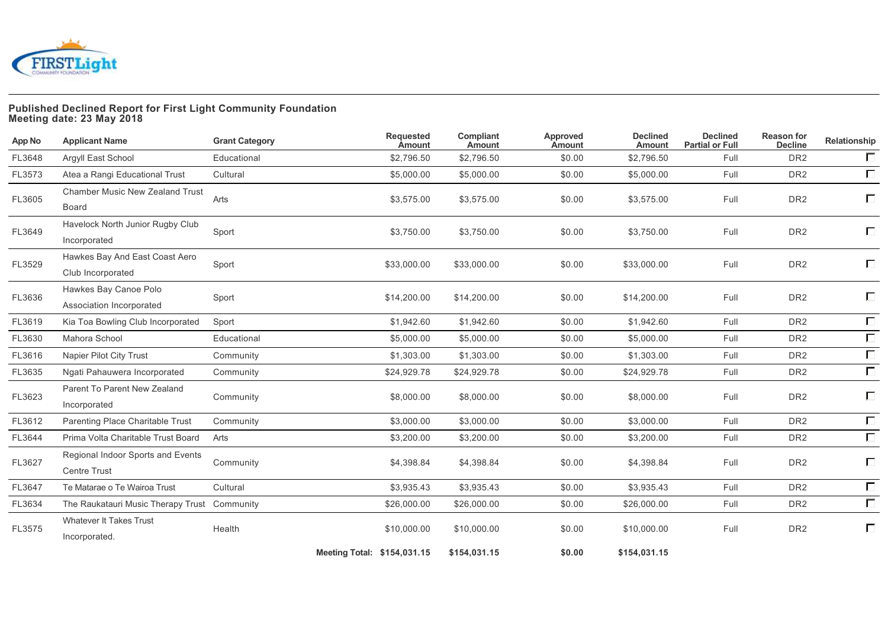**Published Declined Report for First Light Community Foundation**
**Meeting date: 23 May 2018**

| App No | Applicant Name | Grant Category | Requested Amount | Compliant Amount | Approved Amount | Declined Amount | Declined Partial or Full | Reason for Decline | Relationship |
|---|---|---|---|---|---|---|---|---|---|
| FL3648 | Argyll East School | Educational | $2,796.50 | $2,796.50 | $0.00 | $2,796.50 | Full | DR2 | ☐ |
| FL3573 | Atea a Rangi Educational Trust | Cultural | $5,000.00 | $5,000.00 | $0.00 | $5,000.00 | Full | DR2 | ☐ |
| FL3605 | Chamber Music New Zealand Trust Board | Arts | $3,575.00 | $3,575.00 | $0.00 | $3,575.00 | Full | DR2 | ☐ |
| FL3649 | Havelock North Junior Rugby Club Incorporated | Sport | $3,750.00 | $3,750.00 | $0.00 | $3,750.00 | Full | DR2 | ☐ |
| FL3529 | Hawkes Bay And East Coast Aero Club Incorporated | Sport | $33,000.00 | $33,000.00 | $0.00 | $33,000.00 | Full | DR2 | ☐ |
| FL3636 | Hawkes Bay Canoe Polo Association Incorporated | Sport | $14,200.00 | $14,200.00 | $0.00 | $14,200.00 | Full | DR2 | ☐ |
| FL3619 | Kia Toa Bowling Club Incorporated | Sport | $1,942.60 | $1,942.60 | $0.00 | $1,942.60 | Full | DR2 | ☐ |
| FL3630 | Mahora School | Educational | $5,000.00 | $5,000.00 | $0.00 | $5,000.00 | Full | DR2 | ☐ |
| FL3616 | Napier Pilot City Trust | Community | $1,303.00 | $1,303.00 | $0.00 | $1,303.00 | Full | DR2 | ☐ |
| FL3635 | Ngati Pahauwera Incorporated | Community | $24,929.78 | $24,929.78 | $0.00 | $24,929.78 | Full | DR2 | ☐ |
| FL3623 | Parent To Parent New Zealand Incorporated | Community | $8,000.00 | $8,000.00 | $0.00 | $8,000.00 | Full | DR2 | ☐ |
| FL3612 | Parenting Place Charitable Trust | Community | $3,000.00 | $3,000.00 | $0.00 | $3,000.00 | Full | DR2 | ☐ |
| FL3644 | Prima Volta Charitable Trust Board | Arts | $3,200.00 | $3,200.00 | $0.00 | $3,200.00 | Full | DR2 | ☐ |
| FL3627 | Regional Indoor Sports and Events Centre Trust | Community | $4,398.84 | $4,398.84 | $0.00 | $4,398.84 | Full | DR2 | ☐ |
| FL3647 | Te Matarae o Te Wairoa Trust | Cultural | $3,935.43 | $3,935.43 | $0.00 | $3,935.43 | Full | DR2 | ☐ |
| FL3634 | The Raukatauri Music Therapy Trust | Community | $26,000.00 | $26,000.00 | $0.00 | $26,000.00 | Full | DR2 | ☐ |
| FL3575 | Whatever It Takes Trust Incorporated. | Health | $10,000.00 | $10,000.00 | $0.00 | $10,000.00 | Full | DR2 | ☐ |
| | | **Meeting Total:** | **$154,031.15** | **$154,031.15** | **$0.00** | **$154,031.15** | | | |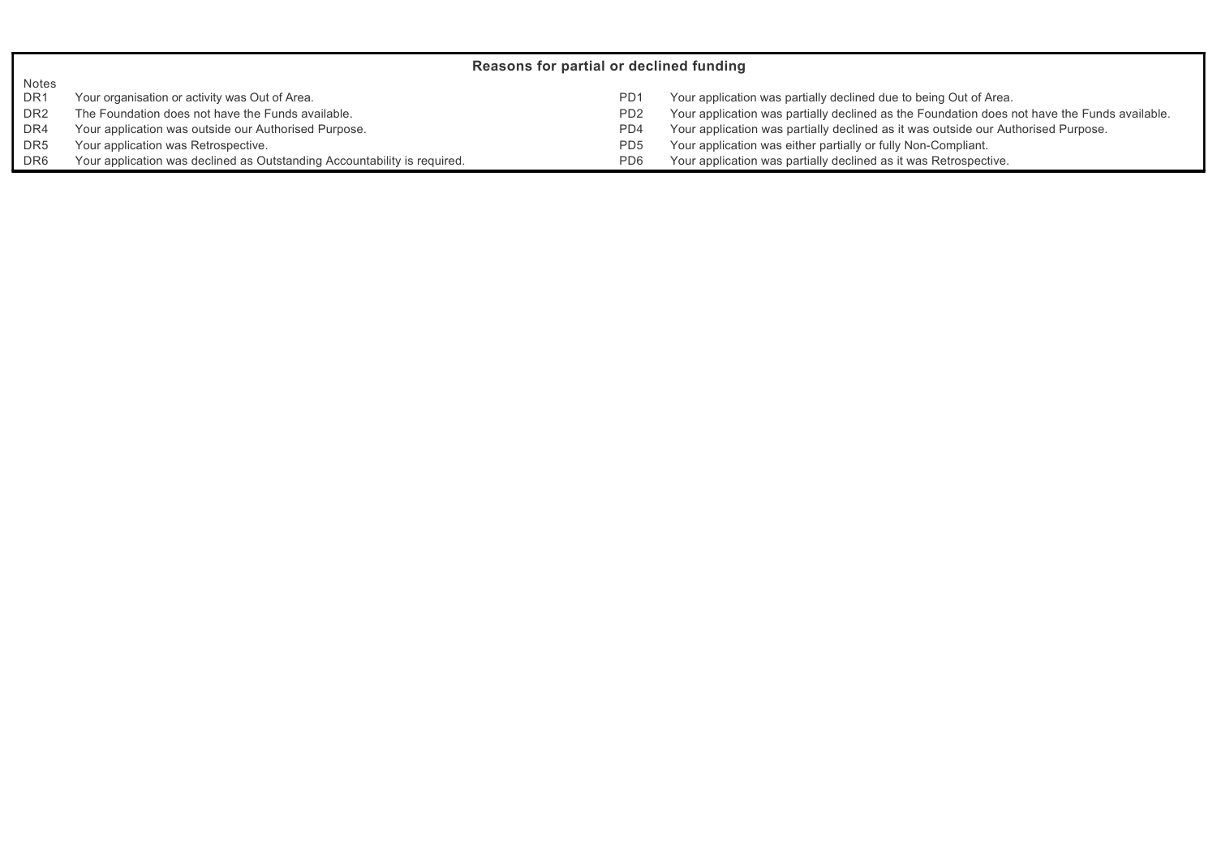## Reasons for partial or declined funding

Notes

| Code | Reason | Code | Reason |
| --- | --- | --- | --- |
| DR1 | Your organisation or activity was Out of Area. | PD1 | Your application was partially declined due to being Out of Area. |
| DR2 | The Foundation does not have the Funds available. | PD2 | Your application was partially declined as the Foundation does not have the Funds available. |
| DR4 | Your application was outside our Authorised Purpose. | PD4 | Your application was partially declined as it was outside our Authorised Purpose. |
| DR5 | Your application was Retrospective. | PD5 | Your application was either partially or fully Non-Compliant. |
| DR6 | Your application was declined as Outstanding Accountability is required. | PD6 | Your application was partially declined as it was Retrospective. |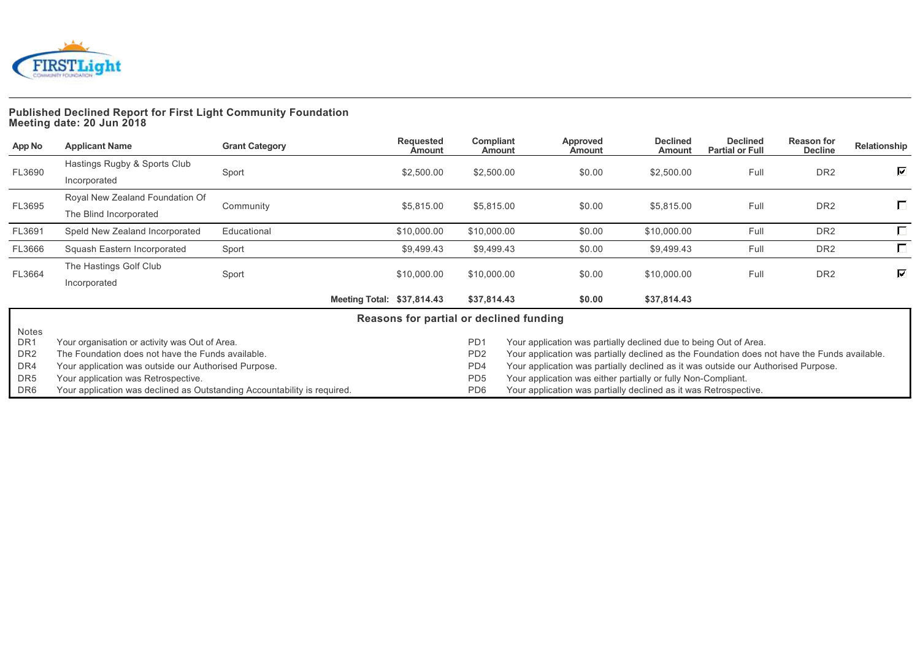**Published Declined Report for First Light Community Foundation**
**Meeting date: 20 Jun 2018**

| App No | Applicant Name | Grant Category | Requested Amount | Compliant Amount | Approved Amount | Declined Amount | Declined Partial or Full | Reason for Decline | Relationship |
|---|---|---|---|---|---|---|---|---|---|
| FL3690 | Hastings Rugby & Sports Club Incorporated | Sport | $2,500.00 | $2,500.00 | $0.00 | $2,500.00 | Full | DR2 | ☑ |
| FL3695 | Royal New Zealand Foundation Of The Blind Incorporated | Community | $5,815.00 | $5,815.00 | $0.00 | $5,815.00 | Full | DR2 | ☐ |
| FL3691 | Speld New Zealand Incorporated | Educational | $10,000.00 | $10,000.00 | $0.00 | $10,000.00 | Full | DR2 | ☐ |
| FL3666 | Squash Eastern Incorporated | Sport | $9,499.43 | $9,499.43 | $0.00 | $9,499.43 | Full | DR2 | ☐ |
| FL3664 | The Hastings Golf Club Incorporated | Sport | $10,000.00 | $10,000.00 | $0.00 | $10,000.00 | Full | DR2 | ☑ |
| | | **Meeting Total:** | **$37,814.43** | **$37,814.43** | **$0.00** | **$37,814.43** | | | |

**Reasons for partial or declined funding**

Notes

| Code | Reason | Code | Reason |
|---|---|---|---|
| DR1 | Your organisation or activity was Out of Area. | PD1 | Your application was partially declined due to being Out of Area. |
| DR2 | The Foundation does not have the Funds available. | PD2 | Your application was partially declined as the Foundation does not have the Funds available. |
| DR4 | Your application was outside our Authorised Purpose. | PD4 | Your application was partially declined as it was outside our Authorised Purpose. |
| DR5 | Your application was Retrospective. | PD5 | Your application was either partially or fully Non-Compliant. |
| DR6 | Your application was declined as Outstanding Accountability is required. | PD6 | Your application was partially declined as it was Retrospective. |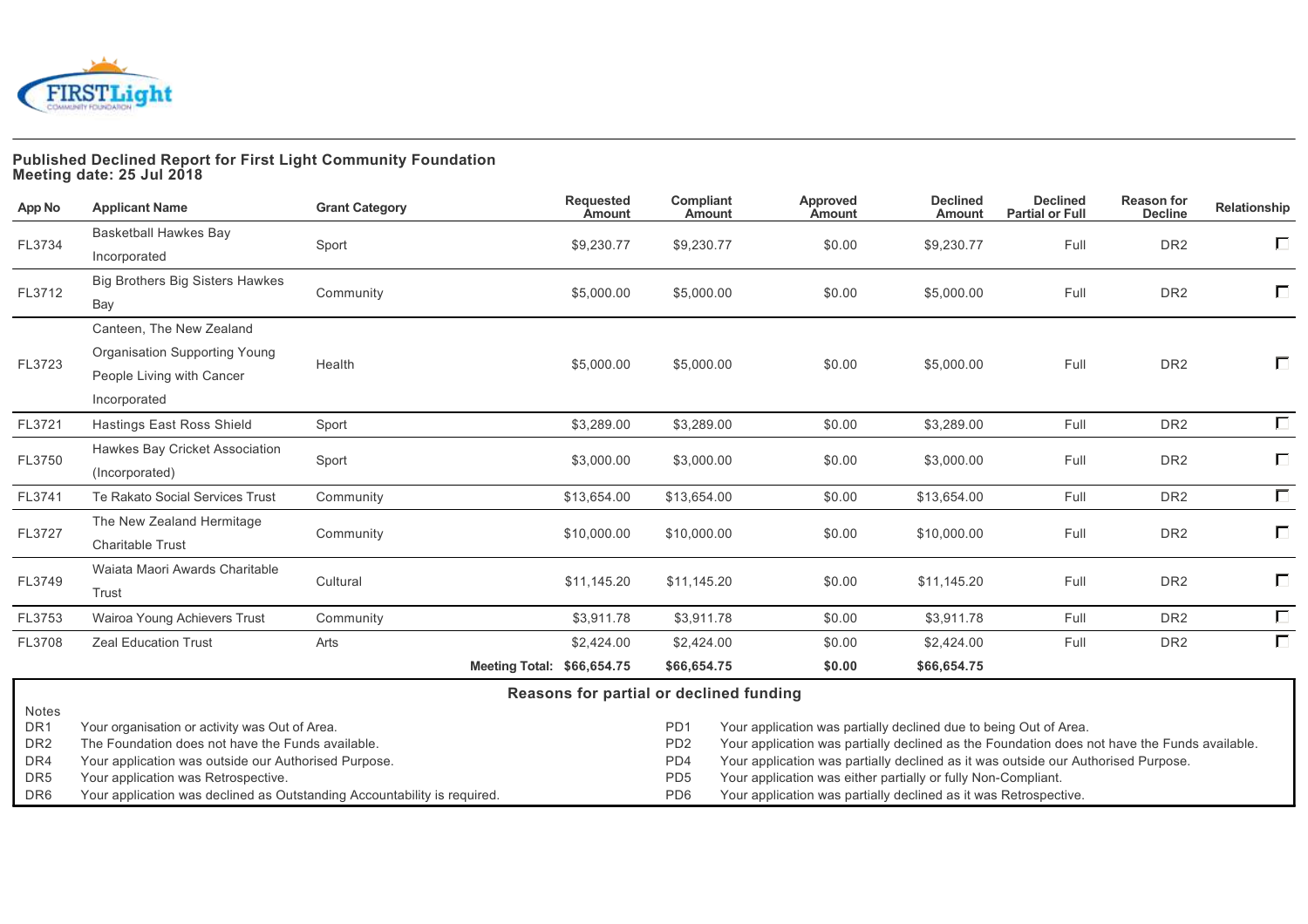## Published Declined Report for First Light Community Foundation
## Meeting date: 25 Jul 2018

| App No | Applicant Name | Grant Category | Requested Amount | Compliant Amount | Approved Amount | Declined Amount | Declined Partial or Full | Reason for Decline | Relationship |
|---|---|---|---|---|---|---|---|---|---|
| FL3734 | Basketball Hawkes Bay Incorporated | Sport | $9,230.77 | $9,230.77 | $0.00 | $9,230.77 | Full | DR2 | ☐ |
| FL3712 | Big Brothers Big Sisters Hawkes Bay | Community | $5,000.00 | $5,000.00 | $0.00 | $5,000.00 | Full | DR2 | ☐ |
| FL3723 | Canteen, The New Zealand Organisation Supporting Young People Living with Cancer Incorporated | Health | $5,000.00 | $5,000.00 | $0.00 | $5,000.00 | Full | DR2 | ☐ |
| FL3721 | Hastings East Ross Shield | Sport | $3,289.00 | $3,289.00 | $0.00 | $3,289.00 | Full | DR2 | ☐ |
| FL3750 | Hawkes Bay Cricket Association (Incorporated) | Sport | $3,000.00 | $3,000.00 | $0.00 | $3,000.00 | Full | DR2 | ☐ |
| FL3741 | Te Rakato Social Services Trust | Community | $13,654.00 | $13,654.00 | $0.00 | $13,654.00 | Full | DR2 | ☐ |
| FL3727 | The New Zealand Hermitage Charitable Trust | Community | $10,000.00 | $10,000.00 | $0.00 | $10,000.00 | Full | DR2 | ☐ |
| FL3749 | Waiata Maori Awards Charitable Trust | Cultural | $11,145.20 | $11,145.20 | $0.00 | $11,145.20 | Full | DR2 | ☐ |
| FL3753 | Wairoa Young Achievers Trust | Community | $3,911.78 | $3,911.78 | $0.00 | $3,911.78 | Full | DR2 | ☐ |
| FL3708 | Zeal Education Trust | Arts | $2,424.00 | $2,424.00 | $0.00 | $2,424.00 | Full | DR2 | ☐ |
| | | **Meeting Total:** | **$66,654.75** | **$66,654.75** | **$0.00** | **$66,654.75** | | | |

### Reasons for partial or declined funding

Notes

| Code | Reason | Code | Reason |
|---|---|---|---|
| DR1 | Your organisation or activity was Out of Area. | PD1 | Your application was partially declined due to being Out of Area. |
| DR2 | The Foundation does not have the Funds available. | PD2 | Your application was partially declined as the Foundation does not have the Funds available. |
| DR4 | Your application was outside our Authorised Purpose. | PD4 | Your application was partially declined as it was outside our Authorised Purpose. |
| DR5 | Your application was Retrospective. | PD5 | Your application was either partially or fully Non-Compliant. |
| DR6 | Your application was declined as Outstanding Accountability is required. | PD6 | Your application was partially declined as it was Retrospective. |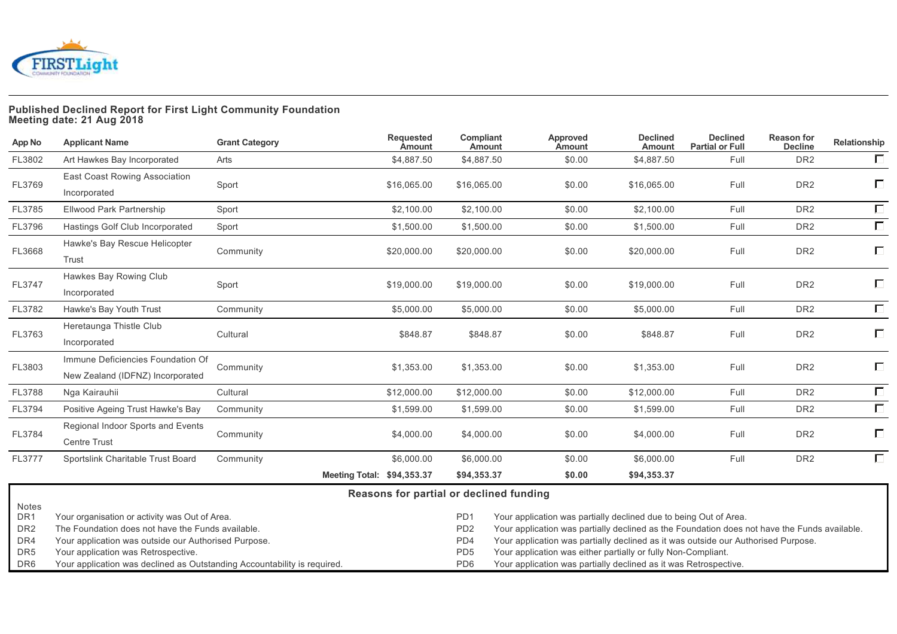**Published Declined Report for First Light Community Foundation**
**Meeting date: 21 Aug 2018**

| App No | Applicant Name | Grant Category | Requested Amount | Compliant Amount | Approved Amount | Declined Amount | Declined Partial or Full | Reason for Decline | Relationship |
|---|---|---|---|---|---|---|---|---|---|
| FL3802 | Art Hawkes Bay Incorporated | Arts | $4,887.50 | $4,887.50 | $0.00 | $4,887.50 | Full | DR2 | ☐ |
| FL3769 | East Coast Rowing Association Incorporated | Sport | $16,065.00 | $16,065.00 | $0.00 | $16,065.00 | Full | DR2 | ☐ |
| FL3785 | Ellwood Park Partnership | Sport | $2,100.00 | $2,100.00 | $0.00 | $2,100.00 | Full | DR2 | ☐ |
| FL3796 | Hastings Golf Club Incorporated | Sport | $1,500.00 | $1,500.00 | $0.00 | $1,500.00 | Full | DR2 | ☐ |
| FL3668 | Hawke's Bay Rescue Helicopter Trust | Community | $20,000.00 | $20,000.00 | $0.00 | $20,000.00 | Full | DR2 | ☐ |
| FL3747 | Hawkes Bay Rowing Club Incorporated | Sport | $19,000.00 | $19,000.00 | $0.00 | $19,000.00 | Full | DR2 | ☐ |
| FL3782 | Hawke's Bay Youth Trust | Community | $5,000.00 | $5,000.00 | $0.00 | $5,000.00 | Full | DR2 | ☐ |
| FL3763 | Heretaunga Thistle Club Incorporated | Cultural | $848.87 | $848.87 | $0.00 | $848.87 | Full | DR2 | ☐ |
| FL3803 | Immune Deficiencies Foundation Of New Zealand (IDFNZ) Incorporated | Community | $1,353.00 | $1,353.00 | $0.00 | $1,353.00 | Full | DR2 | ☐ |
| FL3788 | Nga Kairauhii | Cultural | $12,000.00 | $12,000.00 | $0.00 | $12,000.00 | Full | DR2 | ☐ |
| FL3794 | Positive Ageing Trust Hawke's Bay | Community | $1,599.00 | $1,599.00 | $0.00 | $1,599.00 | Full | DR2 | ☐ |
| FL3784 | Regional Indoor Sports and Events Centre Trust | Community | $4,000.00 | $4,000.00 | $0.00 | $4,000.00 | Full | DR2 | ☐ |
| FL3777 | Sportslink Charitable Trust Board | Community | $6,000.00 | $6,000.00 | $0.00 | $6,000.00 | Full | DR2 | ☐ |
| | | **Meeting Total:** | **$94,353.37** | **$94,353.37** | **$0.00** | **$94,353.37** | | | |

**Reasons for partial or declined funding**

Notes

| Code | Reason | Code | Reason |
|---|---|---|---|
| DR1 | Your organisation or activity was Out of Area. | PD1 | Your application was partially declined due to being Out of Area. |
| DR2 | The Foundation does not have the Funds available. | PD2 | Your application was partially declined as the Foundation does not have the Funds available. |
| DR4 | Your application was outside our Authorised Purpose. | PD4 | Your application was partially declined as it was outside our Authorised Purpose. |
| DR5 | Your application was Retrospective. | PD5 | Your application was either partially or fully Non-Compliant. |
| DR6 | Your application was declined as Outstanding Accountability is required. | PD6 | Your application was partially declined as it was Retrospective. |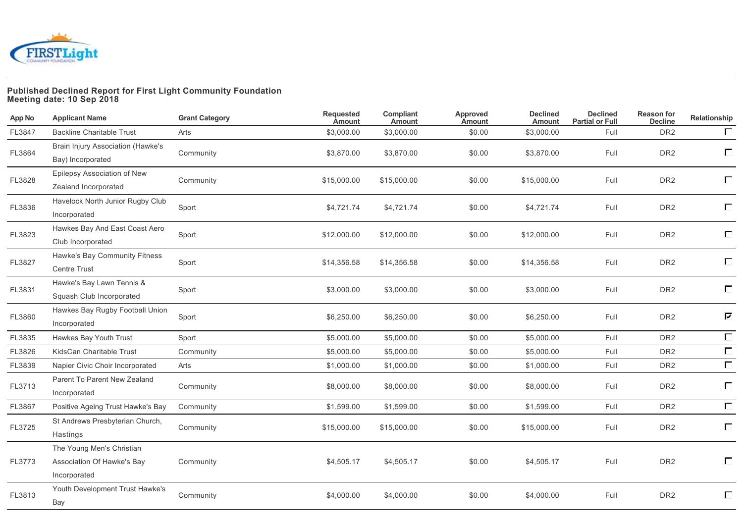**Published Declined Report for First Light Community Foundation**
**Meeting date: 10 Sep 2018**

| App No | Applicant Name | Grant Category | Requested Amount | Compliant Amount | Approved Amount | Declined Amount | Declined Partial or Full | Reason for Decline | Relationship |
|---|---|---|---|---|---|---|---|---|---|
| FL3847 | Backline Charitable Trust | Arts | $3,000.00 | $3,000.00 | $0.00 | $3,000.00 | Full | DR2 | ☐ |
| FL3864 | Brain Injury Association (Hawke's Bay) Incorporated | Community | $3,870.00 | $3,870.00 | $0.00 | $3,870.00 | Full | DR2 | ☐ |
| FL3828 | Epilepsy Association of New Zealand Incorporated | Community | $15,000.00 | $15,000.00 | $0.00 | $15,000.00 | Full | DR2 | ☐ |
| FL3836 | Havelock North Junior Rugby Club Incorporated | Sport | $4,721.74 | $4,721.74 | $0.00 | $4,721.74 | Full | DR2 | ☐ |
| FL3823 | Hawkes Bay And East Coast Aero Club Incorporated | Sport | $12,000.00 | $12,000.00 | $0.00 | $12,000.00 | Full | DR2 | ☐ |
| FL3827 | Hawke's Bay Community Fitness Centre Trust | Sport | $14,356.58 | $14,356.58 | $0.00 | $14,356.58 | Full | DR2 | ☐ |
| FL3831 | Hawke's Bay Lawn Tennis & Squash Club Incorporated | Sport | $3,000.00 | $3,000.00 | $0.00 | $3,000.00 | Full | DR2 | ☐ |
| FL3860 | Hawkes Bay Rugby Football Union Incorporated | Sport | $6,250.00 | $6,250.00 | $0.00 | $6,250.00 | Full | DR2 | ☑ |
| FL3835 | Hawkes Bay Youth Trust | Sport | $5,000.00 | $5,000.00 | $0.00 | $5,000.00 | Full | DR2 | ☐ |
| FL3826 | KidsCan Charitable Trust | Community | $5,000.00 | $5,000.00 | $0.00 | $5,000.00 | Full | DR2 | ☐ |
| FL3839 | Napier Civic Choir Incorporated | Arts | $1,000.00 | $1,000.00 | $0.00 | $1,000.00 | Full | DR2 | ☐ |
| FL3713 | Parent To Parent New Zealand Incorporated | Community | $8,000.00 | $8,000.00 | $0.00 | $8,000.00 | Full | DR2 | ☐ |
| FL3867 | Positive Ageing Trust Hawke's Bay | Community | $1,599.00 | $1,599.00 | $0.00 | $1,599.00 | Full | DR2 | ☐ |
| FL3725 | St Andrews Presbyterian Church, Hastings | Community | $15,000.00 | $15,000.00 | $0.00 | $15,000.00 | Full | DR2 | ☐ |
| FL3773 | The Young Men's Christian Association Of Hawke's Bay Incorporated | Community | $4,505.17 | $4,505.17 | $0.00 | $4,505.17 | Full | DR2 | ☐ |
| FL3813 | Youth Development Trust Hawke's Bay | Community | $4,000.00 | $4,000.00 | $0.00 | $4,000.00 | Full | DR2 | ☐ |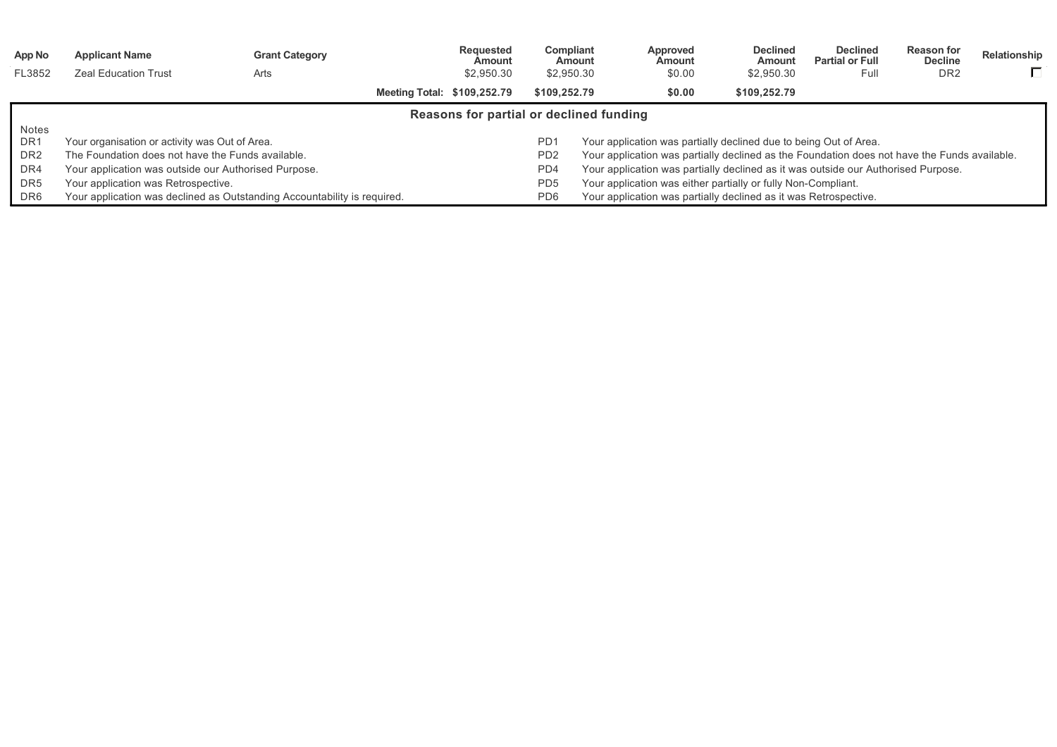| App No | Applicant Name | Grant Category | Requested Amount | Compliant Amount | Approved Amount | Declined Amount | Declined Partial or Full | Reason for Decline | Relationship |
|---|---|---|---|---|---|---|---|---|---|
| FL3852 | Zeal Education Trust | Arts | $2,950.30 | $2,950.30 | $0.00 | $2,950.30 | Full | DR2 | ☐ |
| | | **Meeting Total:** | **$109,252.79** | **$109,252.79** | **$0.00** | **$109,252.79** | | | |

## Reasons for partial or declined funding

Notes

| Code | Reason | Code | Reason |
|---|---|---|---|
| DR1 | Your organisation or activity was Out of Area. | PD1 | Your application was partially declined due to being Out of Area. |
| DR2 | The Foundation does not have the Funds available. | PD2 | Your application was partially declined as the Foundation does not have the Funds available. |
| DR4 | Your application was outside our Authorised Purpose. | PD4 | Your application was partially declined as it was outside our Authorised Purpose. |
| DR5 | Your application was Retrospective. | PD5 | Your application was either partially or fully Non-Compliant. |
| DR6 | Your application was declined as Outstanding Accountability is required. | PD6 | Your application was partially declined as it was Retrospective. |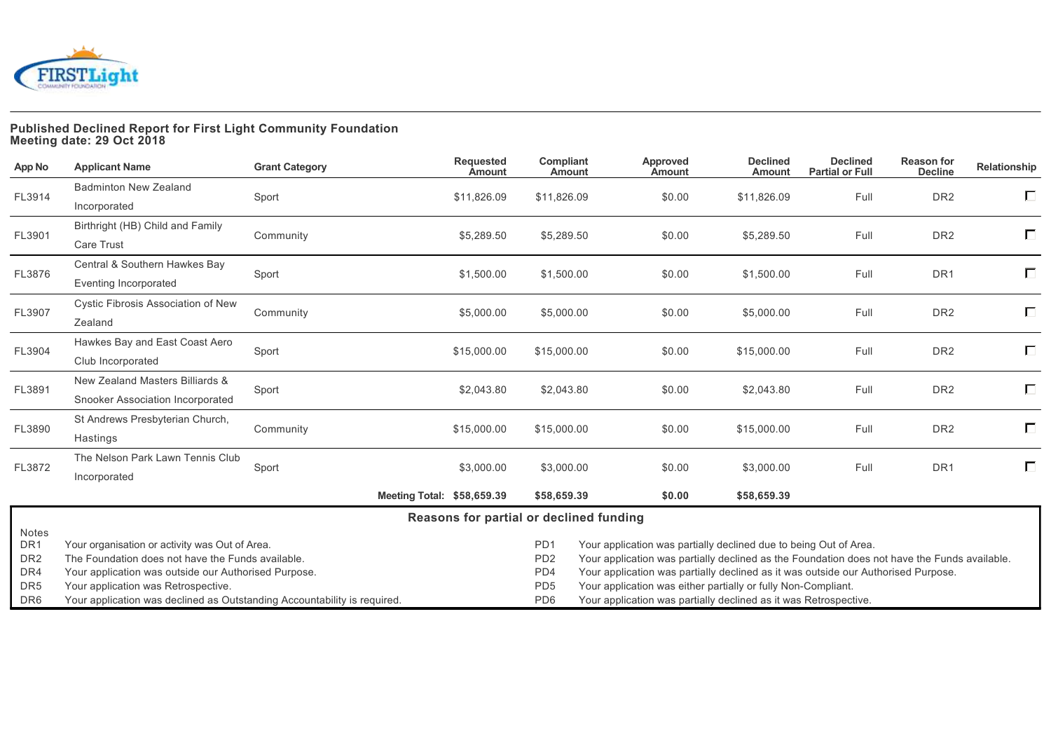**Published Declined Report for First Light Community Foundation**
**Meeting date: 29 Oct 2018**

| App No | Applicant Name | Grant Category | Requested Amount | Compliant Amount | Approved Amount | Declined Amount | Declined Partial or Full | Reason for Decline | Relationship |
|---|---|---|---|---|---|---|---|---|---|
| FL3914 | Badminton New Zealand Incorporated | Sport | $11,826.09 | $11,826.09 | $0.00 | $11,826.09 | Full | DR2 | ☐ |
| FL3901 | Birthright (HB) Child and Family Care Trust | Community | $5,289.50 | $5,289.50 | $0.00 | $5,289.50 | Full | DR2 | ☐ |
| FL3876 | Central & Southern Hawkes Bay Eventing Incorporated | Sport | $1,500.00 | $1,500.00 | $0.00 | $1,500.00 | Full | DR1 | ☐ |
| FL3907 | Cystic Fibrosis Association of New Zealand | Community | $5,000.00 | $5,000.00 | $0.00 | $5,000.00 | Full | DR2 | ☐ |
| FL3904 | Hawkes Bay and East Coast Aero Club Incorporated | Sport | $15,000.00 | $15,000.00 | $0.00 | $15,000.00 | Full | DR2 | ☐ |
| FL3891 | New Zealand Masters Billiards & Snooker Association Incorporated | Sport | $2,043.80 | $2,043.80 | $0.00 | $2,043.80 | Full | DR2 | ☐ |
| FL3890 | St Andrews Presbyterian Church, Hastings | Community | $15,000.00 | $15,000.00 | $0.00 | $15,000.00 | Full | DR2 | ☐ |
| FL3872 | The Nelson Park Lawn Tennis Club Incorporated | Sport | $3,000.00 | $3,000.00 | $0.00 | $3,000.00 | Full | DR1 | ☐ |
| | | **Meeting Total:** | **$58,659.39** | **$58,659.39** | **$0.00** | **$58,659.39** | | | |

**Reasons for partial or declined funding**

Notes

| Code | Reason | Code | Reason |
|---|---|---|---|
| DR1 | Your organisation or activity was Out of Area. | PD1 | Your application was partially declined due to being Out of Area. |
| DR2 | The Foundation does not have the Funds available. | PD2 | Your application was partially declined as the Foundation does not have the Funds available. |
| DR4 | Your application was outside our Authorised Purpose. | PD4 | Your application was partially declined as it was outside our Authorised Purpose. |
| DR5 | Your application was Retrospective. | PD5 | Your application was either partially or fully Non-Compliant. |
| DR6 | Your application was declined as Outstanding Accountability is required. | PD6 | Your application was partially declined as it was Retrospective. |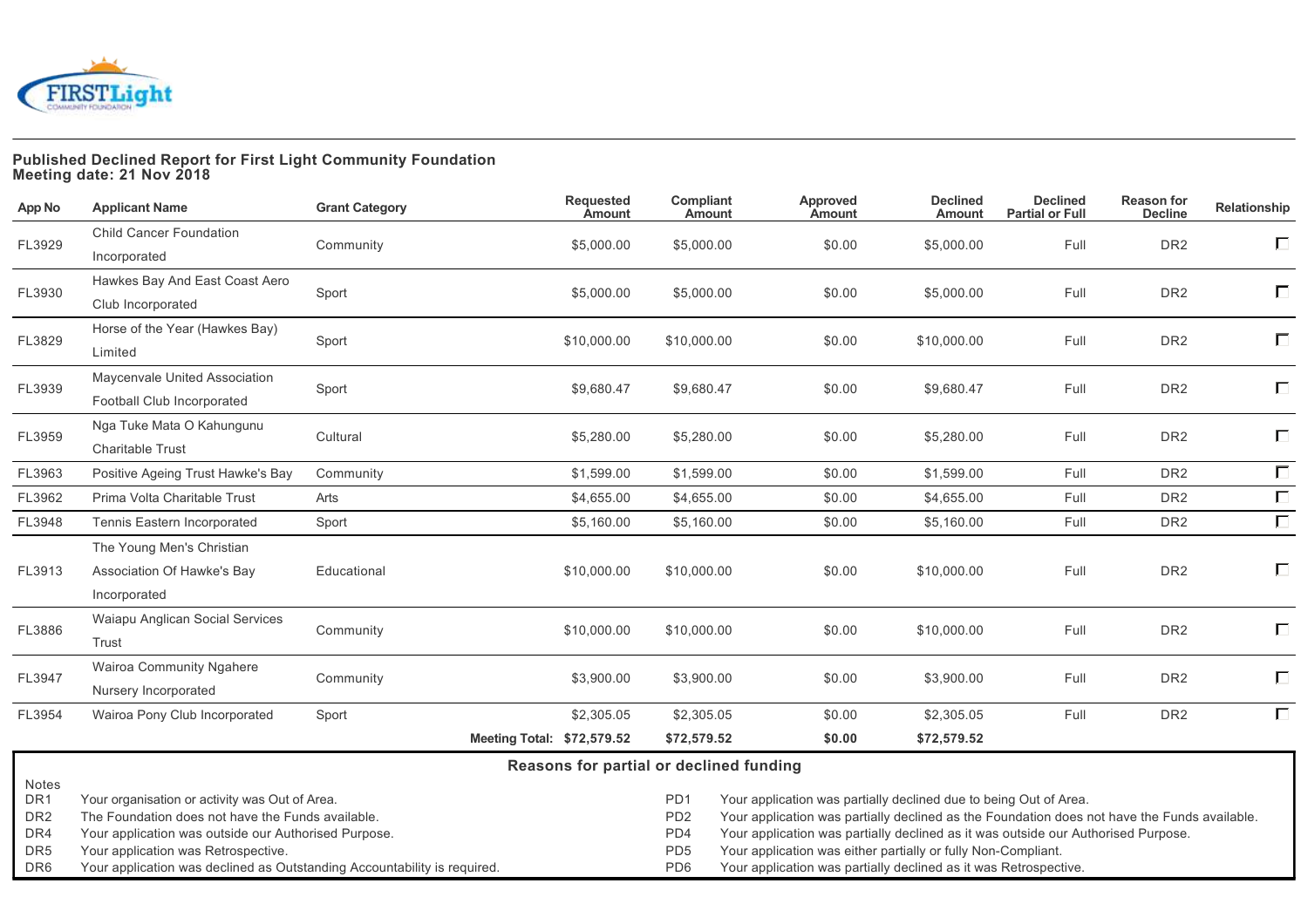**Published Declined Report for First Light Community Foundation**
**Meeting date: 21 Nov 2018**

| App No | Applicant Name | Grant Category | Requested Amount | Compliant Amount | Approved Amount | Declined Amount | Declined Partial or Full | Reason for Decline | Relationship |
|---|---|---|---|---|---|---|---|---|---|
| FL3929 | Child Cancer Foundation Incorporated | Community | $5,000.00 | $5,000.00 | $0.00 | $5,000.00 | Full | DR2 | ☐ |
| FL3930 | Hawkes Bay And East Coast Aero Club Incorporated | Sport | $5,000.00 | $5,000.00 | $0.00 | $5,000.00 | Full | DR2 | ☐ |
| FL3829 | Horse of the Year (Hawkes Bay) Limited | Sport | $10,000.00 | $10,000.00 | $0.00 | $10,000.00 | Full | DR2 | ☐ |
| FL3939 | Maycenvale United Association Football Club Incorporated | Sport | $9,680.47 | $9,680.47 | $0.00 | $9,680.47 | Full | DR2 | ☐ |
| FL3959 | Nga Tuke Mata O Kahungunu Charitable Trust | Cultural | $5,280.00 | $5,280.00 | $0.00 | $5,280.00 | Full | DR2 | ☐ |
| FL3963 | Positive Ageing Trust Hawke's Bay | Community | $1,599.00 | $1,599.00 | $0.00 | $1,599.00 | Full | DR2 | ☐ |
| FL3962 | Prima Volta Charitable Trust | Arts | $4,655.00 | $4,655.00 | $0.00 | $4,655.00 | Full | DR2 | ☐ |
| FL3948 | Tennis Eastern Incorporated | Sport | $5,160.00 | $5,160.00 | $0.00 | $5,160.00 | Full | DR2 | ☐ |
| FL3913 | The Young Men's Christian Association Of Hawke's Bay Incorporated | Educational | $10,000.00 | $10,000.00 | $0.00 | $10,000.00 | Full | DR2 | ☐ |
| FL3886 | Waiapu Anglican Social Services Trust | Community | $10,000.00 | $10,000.00 | $0.00 | $10,000.00 | Full | DR2 | ☐ |
| FL3947 | Wairoa Community Ngahere Nursery Incorporated | Community | $3,900.00 | $3,900.00 | $0.00 | $3,900.00 | Full | DR2 | ☐ |
| FL3954 | Wairoa Pony Club Incorporated | Sport | $2,305.05 | $2,305.05 | $0.00 | $2,305.05 | Full | DR2 | ☐ |
| | | **Meeting Total:** | **$72,579.52** | **$72,579.52** | **$0.00** | **$72,579.52** | | | |

**Reasons for partial or declined funding**

Notes

| Code | Reason | Code | Reason |
|---|---|---|---|
| DR1 | Your organisation or activity was Out of Area. | PD1 | Your application was partially declined due to being Out of Area. |
| DR2 | The Foundation does not have the Funds available. | PD2 | Your application was partially declined as the Foundation does not have the Funds available. |
| DR4 | Your application was outside our Authorised Purpose. | PD4 | Your application was partially declined as it was outside our Authorised Purpose. |
| DR5 | Your application was Retrospective. | PD5 | Your application was either partially or fully Non-Compliant. |
| DR6 | Your application was declined as Outstanding Accountability is required. | PD6 | Your application was partially declined as it was Retrospective. |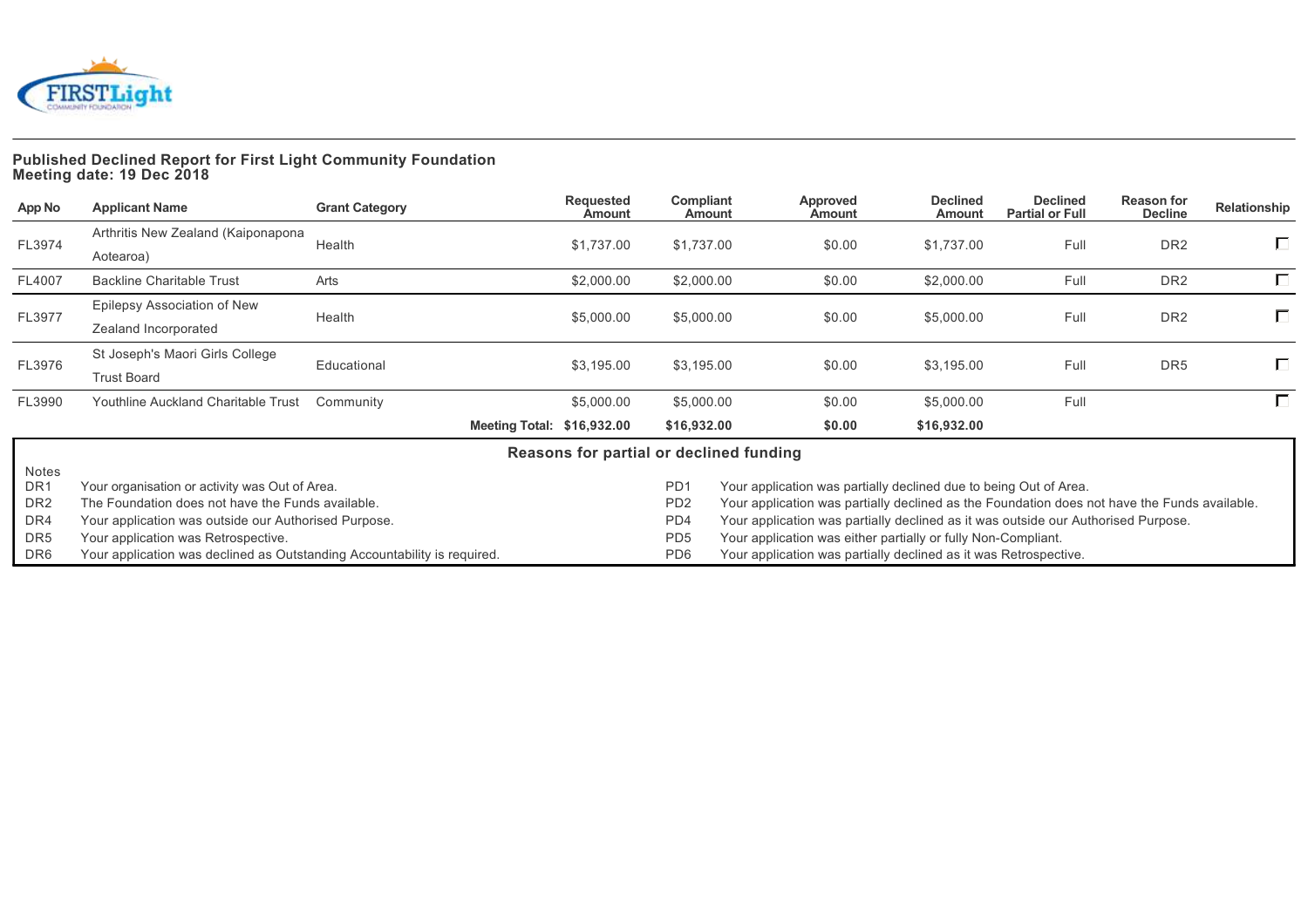**Published Declined Report for First Light Community Foundation**
**Meeting date: 19 Dec 2018**

| App No | Applicant Name | Grant Category | Requested Amount | Compliant Amount | Approved Amount | Declined Amount | Declined Partial or Full | Reason for Decline | Relationship |
|---|---|---|---|---|---|---|---|---|---|
| FL3974 | Arthritis New Zealand (Kaiponapona Aotearoa) | Health | $1,737.00 | $1,737.00 | $0.00 | $1,737.00 | Full | DR2 | ☐ |
| FL4007 | Backline Charitable Trust | Arts | $2,000.00 | $2,000.00 | $0.00 | $2,000.00 | Full | DR2 | ☐ |
| FL3977 | Epilepsy Association of New Zealand Incorporated | Health | $5,000.00 | $5,000.00 | $0.00 | $5,000.00 | Full | DR2 | ☐ |
| FL3976 | St Joseph's Maori Girls College Trust Board | Educational | $3,195.00 | $3,195.00 | $0.00 | $3,195.00 | Full | DR5 | ☐ |
| FL3990 | Youthline Auckland Charitable Trust | Community | $5,000.00 | $5,000.00 | $0.00 | $5,000.00 | Full | | ☐ |
| | | Meeting Total: | **$16,932.00** | **$16,932.00** | **$0.00** | **$16,932.00** | | | |

**Reasons for partial or declined funding**

Notes

| | | | |
|---|---|---|---|
| DR1 | Your organisation or activity was Out of Area. | PD1 | Your application was partially declined due to being Out of Area. |
| DR2 | The Foundation does not have the Funds available. | PD2 | Your application was partially declined as the Foundation does not have the Funds available. |
| DR4 | Your application was outside our Authorised Purpose. | PD4 | Your application was partially declined as it was outside our Authorised Purpose. |
| DR5 | Your application was Retrospective. | PD5 | Your application was either partially or fully Non-Compliant. |
| DR6 | Your application was declined as Outstanding Accountability is required. | PD6 | Your application was partially declined as it was Retrospective. |